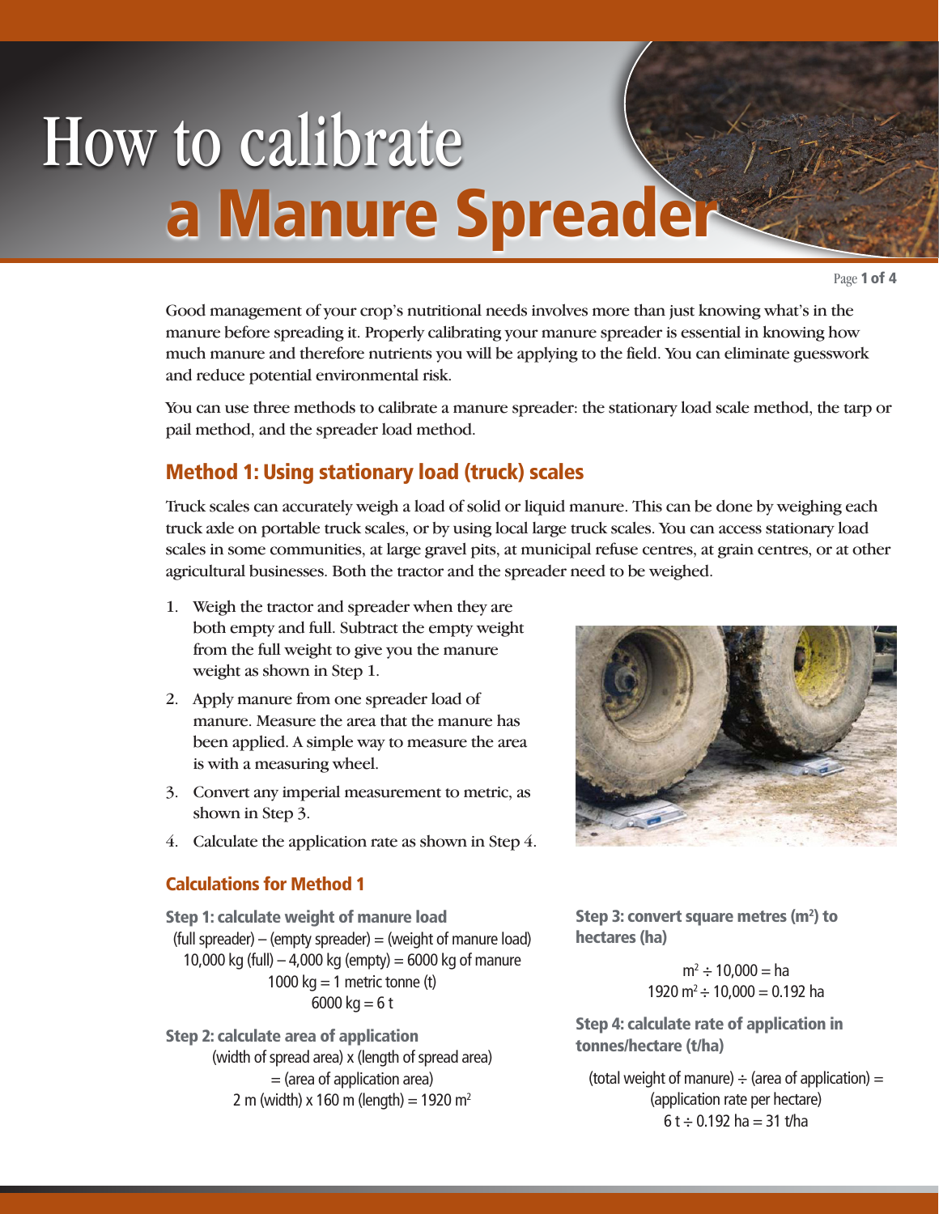# How to calibrate a Manure Spreader

Good management of your crop's nutritional needs involves more than just knowing what's in the manure before spreading it. Properly calibrating your manure spreader is essential in knowing how much manure and therefore nutrients you will be applying to the field. You can eliminate guesswork and reduce potential environmental risk.

You can use three methods to calibrate a manure spreader: the stationary load scale method, the tarp or pail method, and the spreader load method.

## Method 1: Using stationary load (truck) scales

Truck scales can accurately weigh a load of solid or liquid manure. This can be done by weighing each truck axle on portable truck scales, or by using local large truck scales. You can access stationary load scales in some communities, at large gravel pits, at municipal refuse centres, at grain centres, or at other agricultural businesses. Both the tractor and the spreader need to be weighed.

1. Weigh the tractor and spreader when they are both empty and full. Subtract the empty weight from the full weight to give you the manure weight as shown in Step 1.
2. Apply manure from one spreader load of manure. Measure the area that the manure has been applied. A simple way to measure the area is with a measuring wheel.
3. Convert any imperial measurement to metric, as shown in Step 3.
4. Calculate the application rate as shown in Step 4.

### Calculations for Method 1

**Step 1: calculate weight of manure load**

(full spreader) – (empty spreader) = (weight of manure load)

10,000 kg (full) – 4,000 kg (empty) = 6000 kg of manure

1000 kg = 1 metric tonne (t)

6000 kg = 6 t

**Step 2: calculate area of application**

(width of spread area) x (length of spread area) = (area of application area)

2 m (width) x 160 m (length) = 1920 $m^2$

**Step 3: convert square metres ($m^2$) to hectares (ha)**

$m^2$ ÷ 10,000 = ha

1920 $m^2$ ÷ 10,000 = 0.192 ha

**Step 4: calculate rate of application in tonnes/hectare (t/ha)**

(total weight of manure) ÷ (area of application) = (application rate per hectare)

6 t ÷ 0.192 ha = 31 t/ha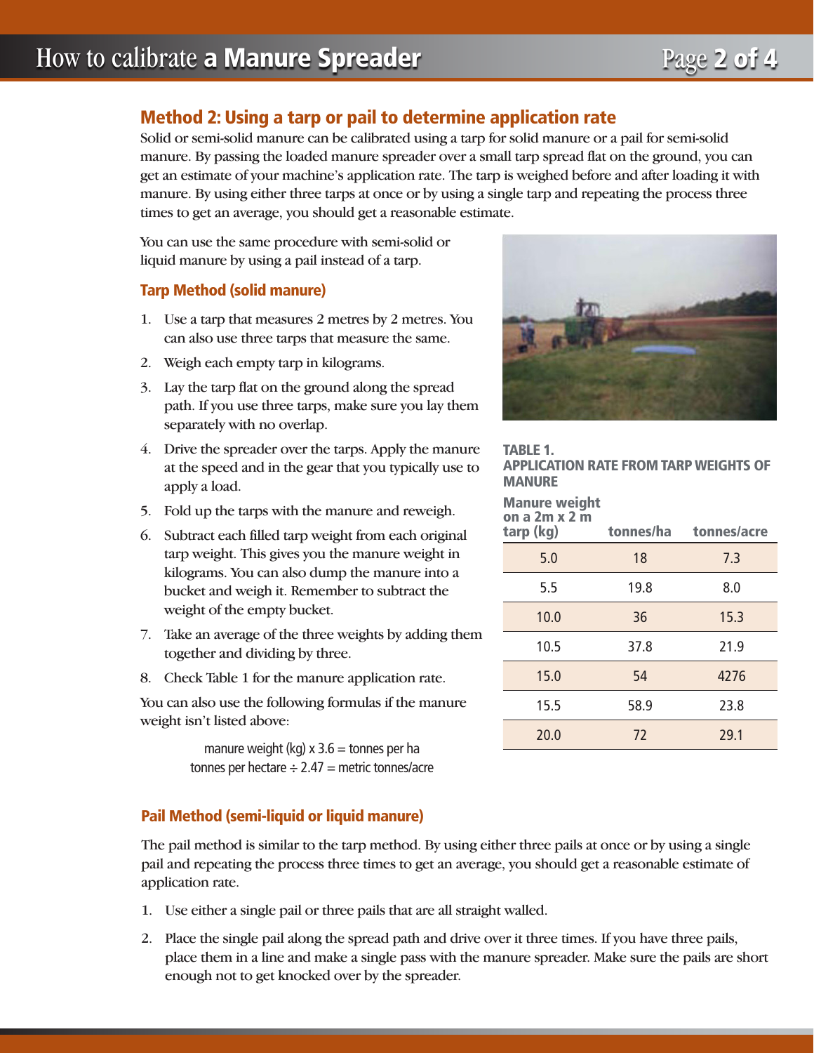## Method 2: Using a tarp or pail to determine application rate

Solid or semi-solid manure can be calibrated using a tarp for solid manure or a pail for semi-solid manure. By passing the loaded manure spreader over a small tarp spread flat on the ground, you can get an estimate of your machine's application rate. The tarp is weighed before and after loading it with manure. By using either three tarps at once or by using a single tarp and repeating the process three times to get an average, you should get a reasonable estimate.

You can use the same procedure with semi-solid or liquid manure by using a pail instead of a tarp.

### Tarp Method (solid manure)

1. Use a tarp that measures 2 metres by 2 metres. You can also use three tarps that measure the same.
2. Weigh each empty tarp in kilograms.
3. Lay the tarp flat on the ground along the spread path. If you use three tarps, make sure you lay them separately with no overlap.
4. Drive the spreader over the tarps. Apply the manure at the speed and in the gear that you typically use to apply a load.
5. Fold up the tarps with the manure and reweigh.
6. Subtract each filled tarp weight from each original tarp weight. This gives you the manure weight in kilograms. You can also dump the manure into a bucket and weigh it. Remember to subtract the weight of the empty bucket.
7. Take an average of the three weights by adding them together and dividing by three.
8. Check Table 1 for the manure application rate.

You can also use the following formulas if the manure weight isn't listed above:

manure weight (kg) x 3.6 = tonnes per ha
tonnes per hectare ÷ 2.47 = metric tonnes/acre

**TABLE 1.**
**APPLICATION RATE FROM TARP WEIGHTS OF MANURE**

| Manure weight on a 2m x 2 m tarp (kg) | tonnes/ha | tonnes/acre |
|---|---|---|
| 5.0 | 18 | 7.3 |
| 5.5 | 19.8 | 8.0 |
| 10.0 | 36 | 15.3 |
| 10.5 | 37.8 | 21.9 |
| 15.0 | 54 | 4276 |
| 15.5 | 58.9 | 23.8 |
| 20.0 | 72 | 29.1 |

### Pail Method (semi-liquid or liquid manure)

The pail method is similar to the tarp method. By using either three pails at once or by using a single pail and repeating the process three times to get an average, you should get a reasonable estimate of application rate.

1. Use either a single pail or three pails that are all straight walled.
2. Place the single pail along the spread path and drive over it three times. If you have three pails, place them in a line and make a single pass with the manure spreader. Make sure the pails are short enough not to get knocked over by the spreader.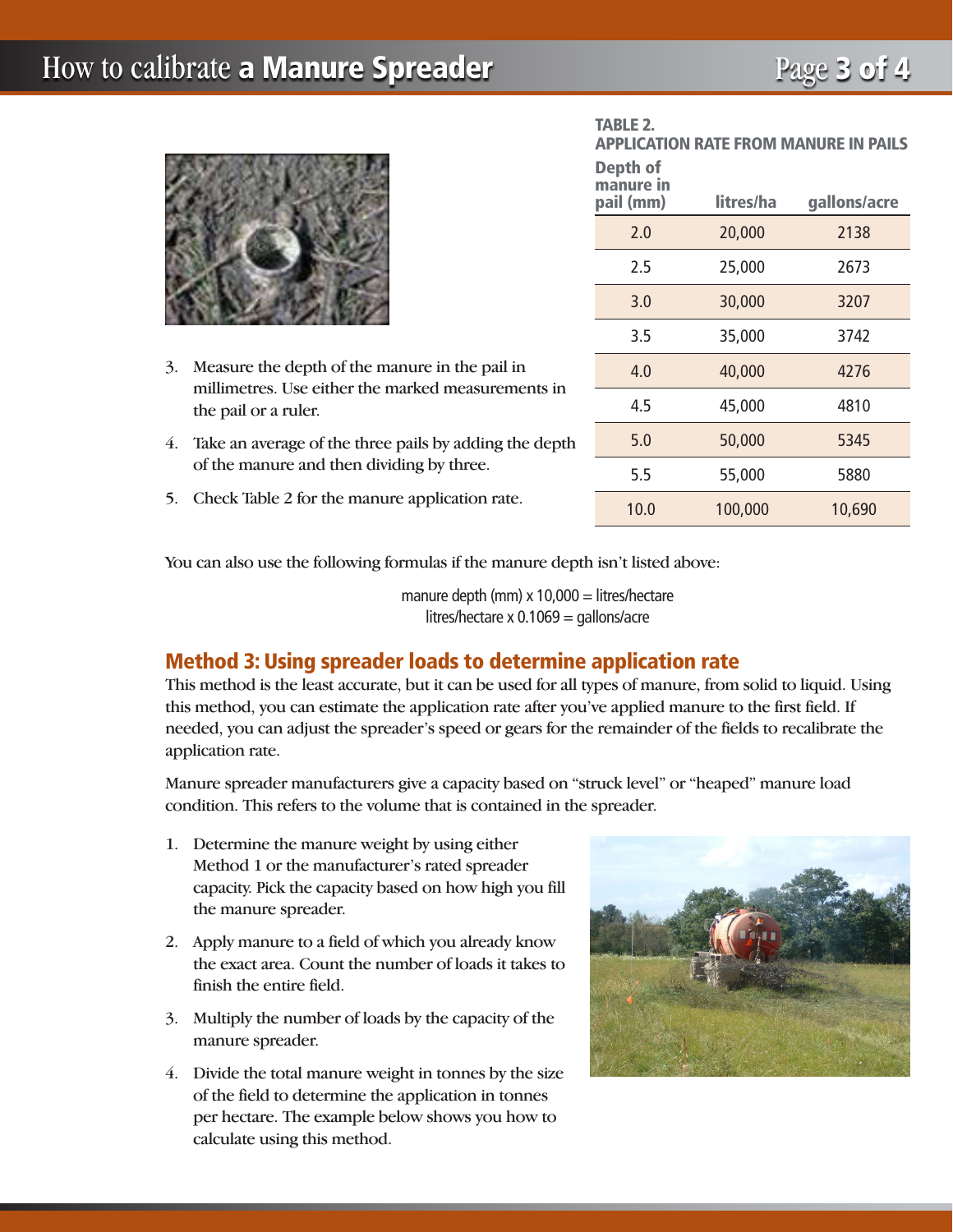3. Measure the depth of the manure in the pail in millimetres. Use either the marked measurements in the pail or a ruler.
4. Take an average of the three pails by adding the depth of the manure and then dividing by three.
5. Check Table 2 for the manure application rate.

**TABLE 2.**
**APPLICATION RATE FROM MANURE IN PAILS**

| Depth of manure in pail (mm) | litres/ha | gallons/acre |
|---|---|---|
| 2.0 | 20,000 | 2138 |
| 2.5 | 25,000 | 2673 |
| 3.0 | 30,000 | 3207 |
| 3.5 | 35,000 | 3742 |
| 4.0 | 40,000 | 4276 |
| 4.5 | 45,000 | 4810 |
| 5.0 | 50,000 | 5345 |
| 5.5 | 55,000 | 5880 |
| 10.0 | 100,000 | 10,690 |

You can also use the following formulas if the manure depth isn't listed above:

manure depth (mm) x 10,000 = litres/hectare
litres/hectare x 0.1069 = gallons/acre

## Method 3: Using spreader loads to determine application rate

This method is the least accurate, but it can be used for all types of manure, from solid to liquid. Using this method, you can estimate the application rate after you've applied manure to the first field. If needed, you can adjust the spreader's speed or gears for the remainder of the fields to recalibrate the application rate.

Manure spreader manufacturers give a capacity based on "struck level" or "heaped" manure load condition. This refers to the volume that is contained in the spreader.

1. Determine the manure weight by using either Method 1 or the manufacturer's rated spreader capacity. Pick the capacity based on how high you fill the manure spreader.
2. Apply manure to a field of which you already know the exact area. Count the number of loads it takes to finish the entire field.
3. Multiply the number of loads by the capacity of the manure spreader.
4. Divide the total manure weight in tonnes by the size of the field to determine the application in tonnes per hectare. The example below shows you how to calculate using this method.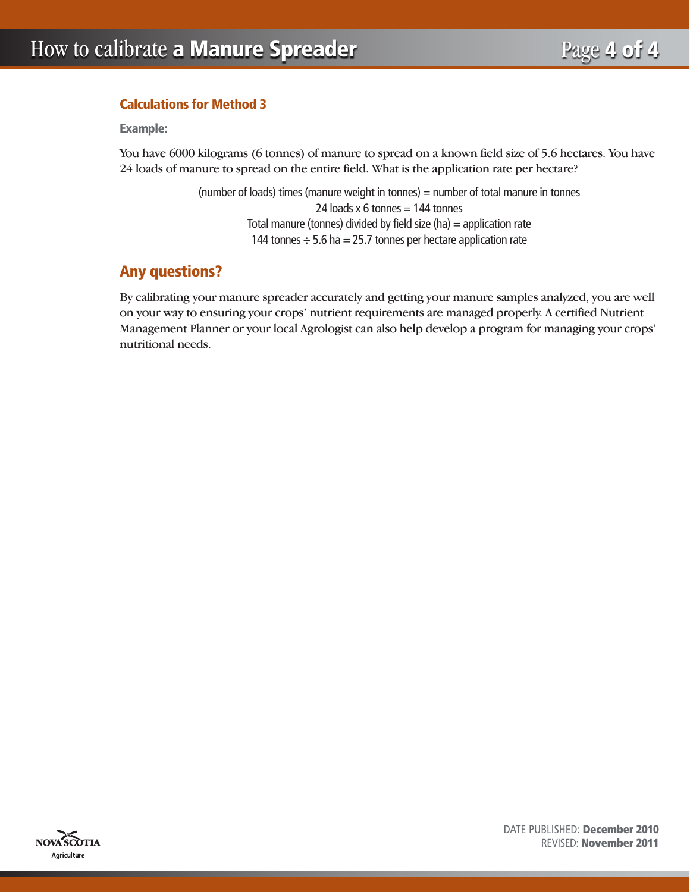### Calculations for Method 3

**Example:**

You have 6000 kilograms (6 tonnes) of manure to spread on a known field size of 5.6 hectares. You have 24 loads of manure to spread on the entire field. What is the application rate per hectare?

(number of loads) times (manure weight in tonnes) = number of total manure in tonnes

24 loads x 6 tonnes = 144 tonnes

Total manure (tonnes) divided by field size (ha) = application rate

144 tonnes ÷ 5.6 ha = 25.7 tonnes per hectare application rate

## Any questions?

By calibrating your manure spreader accurately and getting your manure samples analyzed, you are well on your way to ensuring your crops' nutrient requirements are managed properly. A certified Nutrient Management Planner or your local Agrologist can also help develop a program for managing your crops' nutritional needs.

NOVA SCOTIA Agriculture

DATE PUBLISHED: **December 2010**
REVISED: **November 2011**